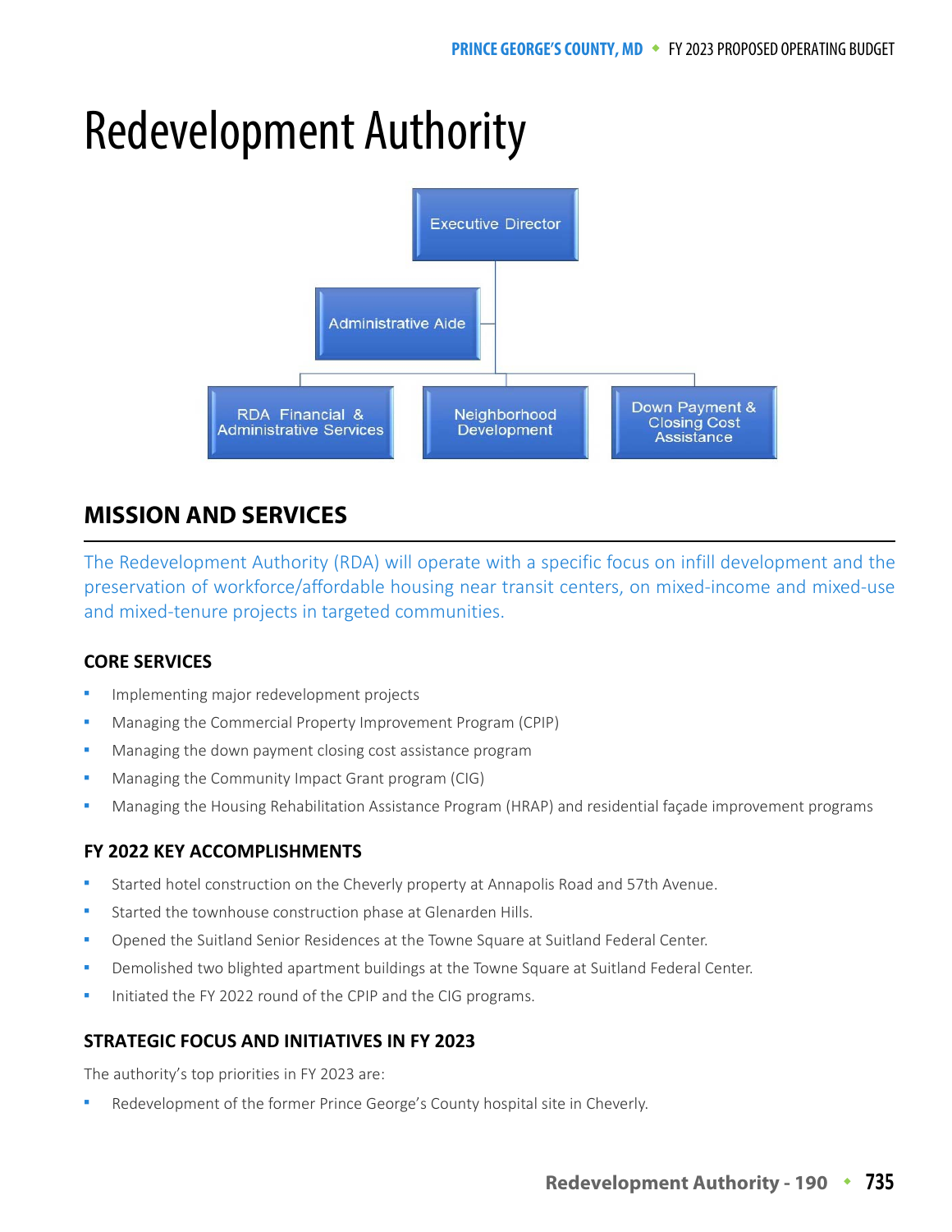# Redevelopment Authority

Executive Director

Administrative Aide

RDA Financial & Administrative Services

Neighborhood Development

Down Payment & Closing Cost Assistance

## MISSION AND SERVICES

The Redevelopment Authority (RDA) will operate with a specific focus on infill development and the preservation of workforce/affordable housing near transit centers, on mixed-income and mixed-use and mixed-tenure projects in targeted communities.

### CORE SERVICES

- Implementing major redevelopment projects
- Managing the Commercial Property Improvement Program (CPIP)
- Managing the down payment closing cost assistance program
- Managing the Community Impact Grant program (CIG)
- Managing the Housing Rehabilitation Assistance Program (HRAP) and residential façade improvement programs

### FY 2022 KEY ACCOMPLISHMENTS

- Started hotel construction on the Cheverly property at Annapolis Road and 57th Avenue.
- Started the townhouse construction phase at Glenarden Hills.
- Opened the Suitland Senior Residences at the Towne Square at Suitland Federal Center.
- Demolished two blighted apartment buildings at the Towne Square at Suitland Federal Center.
- Initiated the FY 2022 round of the CPIP and the CIG programs.

### STRATEGIC FOCUS AND INITIATIVES IN FY 2023

The authority's top priorities in FY 2023 are:

- Redevelopment of the former Prince George's County hospital site in Cheverly.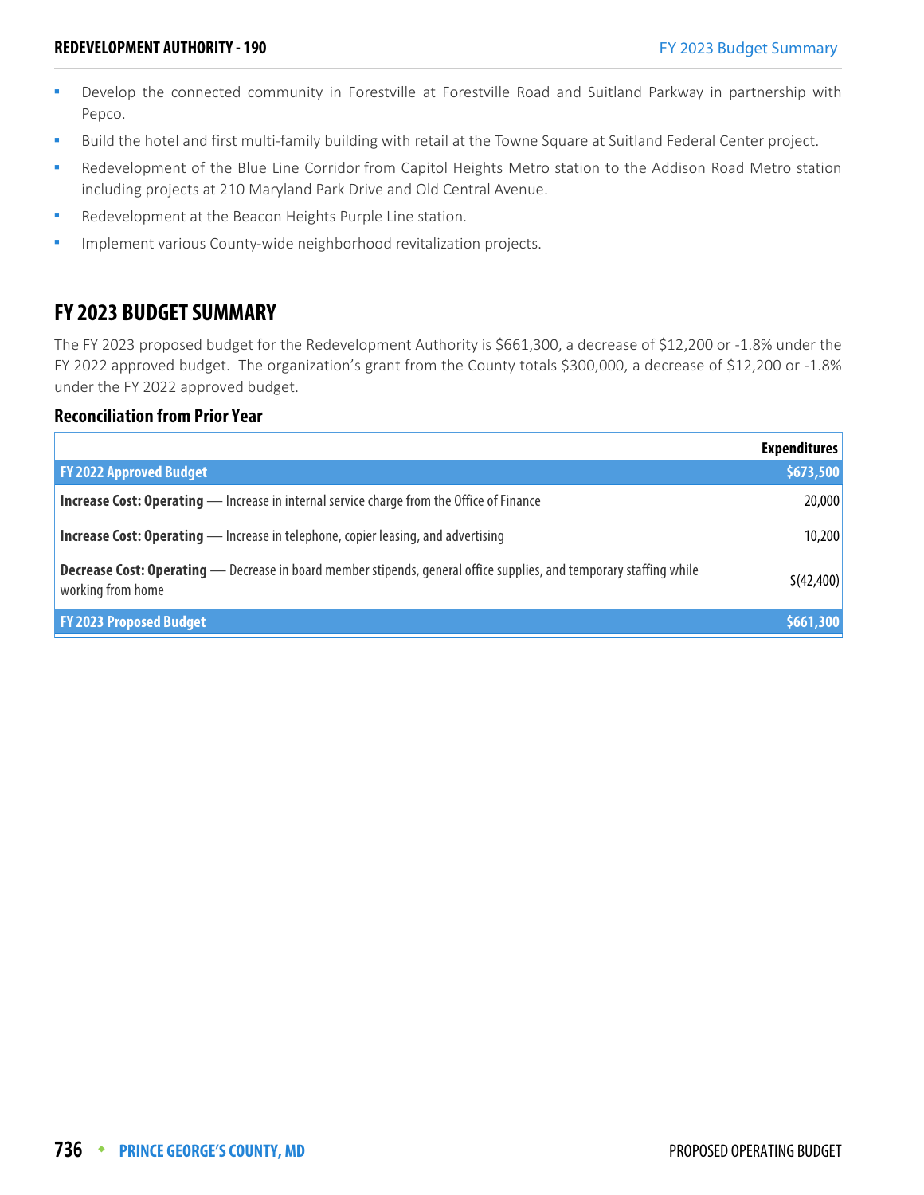- Develop the connected community in Forestville at Forestville Road and Suitland Parkway in partnership with Pepco.
- Build the hotel and first multi-family building with retail at the Towne Square at Suitland Federal Center project.
- Redevelopment of the Blue Line Corridor from Capitol Heights Metro station to the Addison Road Metro station including projects at 210 Maryland Park Drive and Old Central Avenue.
- Redevelopment at the Beacon Heights Purple Line station.
- Implement various County-wide neighborhood revitalization projects.

## FY 2023 BUDGET SUMMARY

The FY 2023 proposed budget for the Redevelopment Authority is $661,300, a decrease of $12,200 or -1.8% under the FY 2022 approved budget. The organization's grant from the County totals $300,000, a decrease of $12,200 or -1.8% under the FY 2022 approved budget.

### Reconciliation from Prior Year

| | Expenditures |
|---|---|
| **FY 2022 Approved Budget** | **$673,500** |
| **Increase Cost: Operating** — Increase in internal service charge from the Office of Finance | 20,000 |
| **Increase Cost: Operating** — Increase in telephone, copier leasing, and advertising | 10,200 |
| **Decrease Cost: Operating** — Decrease in board member stipends, general office supplies, and temporary staffing while working from home | $(42,400) |
| **FY 2023 Proposed Budget** | **$661,300** |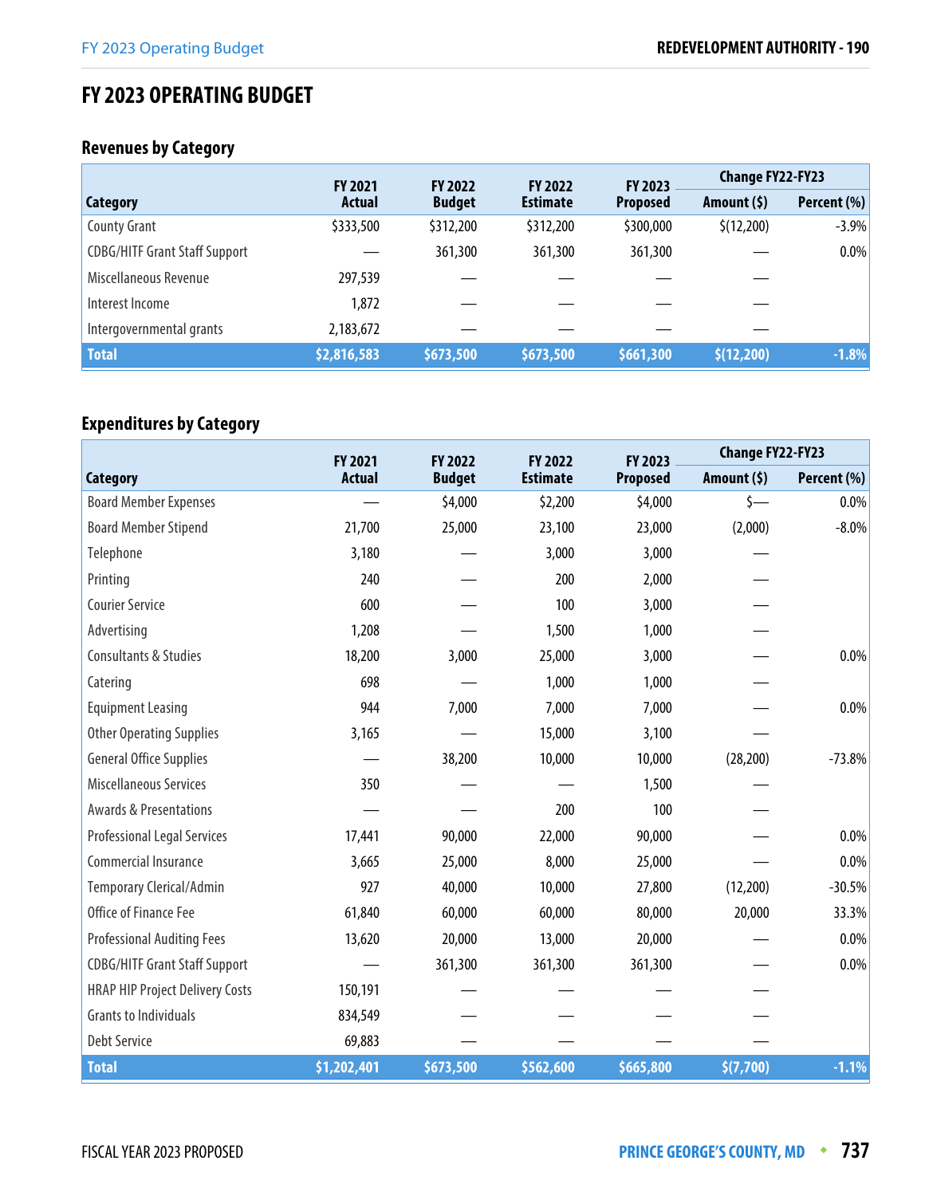# FY 2023 OPERATING BUDGET

## Revenues by Category

| Category | FY 2021 Actual | FY 2022 Budget | FY 2022 Estimate | FY 2023 Proposed | Change FY22-FY23 | |
|---|---|---|---|---|---|---|
| | | | | | Amount ($) | Percent (%) |
| County Grant | $333,500 | $312,200 | $312,200 | $300,000 | $(12,200) | -3.9% |
| CDBG/HITF Grant Staff Support | — | 361,300 | 361,300 | 361,300 | — | 0.0% |
| Miscellaneous Revenue | 297,539 | — | — | — | — | |
| Interest Income | 1,872 | — | — | — | — | |
| Intergovernmental grants | 2,183,672 | — | — | — | — | |
| **Total** | **$2,816,583** | **$673,500** | **$673,500** | **$661,300** | **$(12,200)** | **-1.8%** |

## Expenditures by Category

| Category | FY 2021 Actual | FY 2022 Budget | FY 2022 Estimate | FY 2023 Proposed | Change FY22-FY23 | |
|---|---|---|---|---|---|---|
| | | | | | Amount ($) | Percent (%) |
| Board Member Expenses | — | $4,000 | $2,200 | $4,000 | $— | 0.0% |
| Board Member Stipend | 21,700 | 25,000 | 23,100 | 23,000 | (2,000) | -8.0% |
| Telephone | 3,180 | — | 3,000 | 3,000 | — | |
| Printing | 240 | — | 200 | 2,000 | — | |
| Courier Service | 600 | — | 100 | 3,000 | — | |
| Advertising | 1,208 | — | 1,500 | 1,000 | — | |
| Consultants & Studies | 18,200 | 3,000 | 25,000 | 3,000 | — | 0.0% |
| Catering | 698 | — | 1,000 | 1,000 | — | |
| Equipment Leasing | 944 | 7,000 | 7,000 | 7,000 | — | 0.0% |
| Other Operating Supplies | 3,165 | — | 15,000 | 3,100 | — | |
| General Office Supplies | — | 38,200 | 10,000 | 10,000 | (28,200) | -73.8% |
| Miscellaneous Services | 350 | — | — | 1,500 | — | |
| Awards & Presentations | — | — | 200 | 100 | — | |
| Professional Legal Services | 17,441 | 90,000 | 22,000 | 90,000 | — | 0.0% |
| Commercial Insurance | 3,665 | 25,000 | 8,000 | 25,000 | — | 0.0% |
| Temporary Clerical/Admin | 927 | 40,000 | 10,000 | 27,800 | (12,200) | -30.5% |
| Office of Finance Fee | 61,840 | 60,000 | 60,000 | 80,000 | 20,000 | 33.3% |
| Professional Auditing Fees | 13,620 | 20,000 | 13,000 | 20,000 | — | 0.0% |
| CDBG/HITF Grant Staff Support | — | 361,300 | 361,300 | 361,300 | — | 0.0% |
| HRAP HIP Project Delivery Costs | 150,191 | — | — | — | — | |
| Grants to Individuals | 834,549 | — | — | — | — | |
| Debt Service | 69,883 | — | — | — | — | |
| **Total** | **$1,202,401** | **$673,500** | **$562,600** | **$665,800** | **$(7,700)** | **-1.1%** |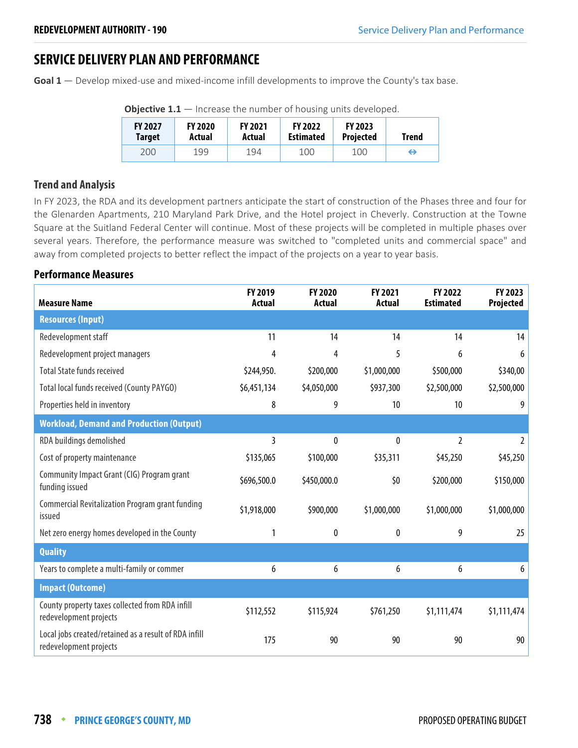## SERVICE DELIVERY PLAN AND PERFORMANCE

**Goal 1** — Develop mixed-use and mixed-income infill developments to improve the County's tax base.

**Objective 1.1** — Increase the number of housing units developed.

| FY 2027 Target | FY 2020 Actual | FY 2021 Actual | FY 2022 Estimated | FY 2023 Projected | Trend |
|---|---|---|---|---|---|
| 200 | 199 | 194 | 100 | 100 | ⇔ |

### Trend and Analysis

In FY 2023, the RDA and its development partners anticipate the start of construction of the Phases three and four for the Glenarden Apartments, 210 Maryland Park Drive, and the Hotel project in Cheverly. Construction at the Towne Square at the Suitland Federal Center will continue. Most of these projects will be completed in multiple phases over several years. Therefore, the performance measure was switched to "completed units and commercial space" and away from completed projects to better reflect the impact of the projects on a year to year basis.

### Performance Measures

| Measure Name | FY 2019 Actual | FY 2020 Actual | FY 2021 Actual | FY 2022 Estimated | FY 2023 Projected |
|---|---|---|---|---|---|
| **Resources (Input)** | | | | | |
| Redevelopment staff | 11 | 14 | 14 | 14 | 14 |
| Redevelopment project managers | 4 | 4 | 5 | 6 | 6 |
| Total State funds received | $244,950. | $200,000 | $1,000,000 | $500,000 | $340,00 |
| Total local funds received (County PAYGO) | $6,451,134 | $4,050,000 | $937,300 | $2,500,000 | $2,500,000 |
| Properties held in inventory | 8 | 9 | 10 | 10 | 9 |
| **Workload, Demand and Production (Output)** | | | | | |
| RDA buildings demolished | 3 | 0 | 0 | 2 | 2 |
| Cost of property maintenance | $135,065 | $100,000 | $35,311 | $45,250 | $45,250 |
| Community Impact Grant (CIG) Program grant funding issued | $696,500.0 | $450,000.0 | $0 | $200,000 | $150,000 |
| Commercial Revitalization Program grant funding issued | $1,918,000 | $900,000 | $1,000,000 | $1,000,000 | $1,000,000 |
| Net zero energy homes developed in the County | 1 | 0 | 0 | 9 | 25 |
| **Quality** | | | | | |
| Years to complete a multi-family or commer | 6 | 6 | 6 | 6 | 6 |
| **Impact (Outcome)** | | | | | |
| County property taxes collected from RDA infill redevelopment projects | $112,552 | $115,924 | $761,250 | $1,111,474 | $1,111,474 |
| Local jobs created/retained as a result of RDA infill redevelopment projects | 175 | 90 | 90 | 90 | 90 |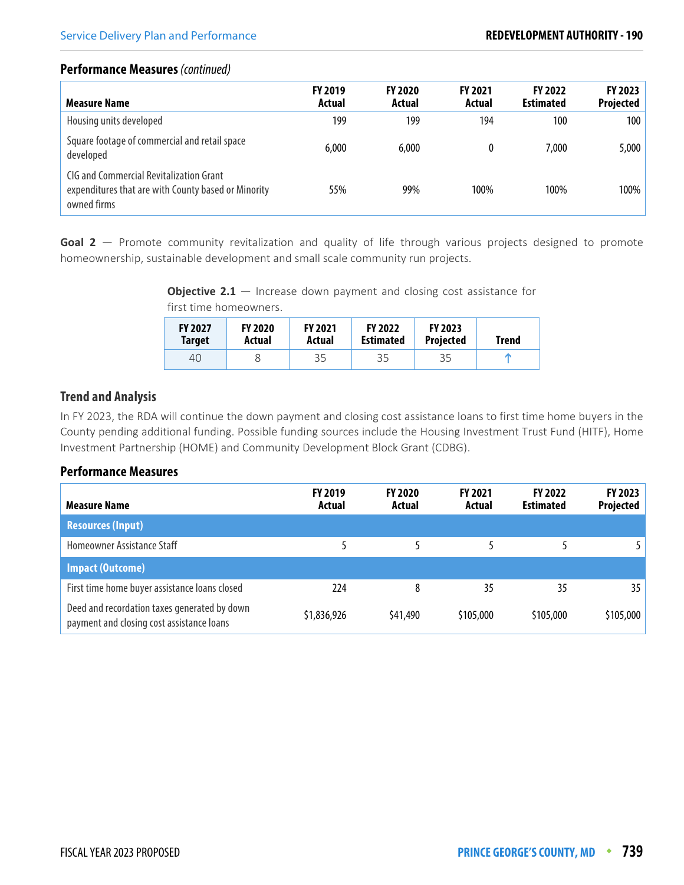### Performance Measures *(continued)*

| Measure Name | FY 2019 Actual | FY 2020 Actual | FY 2021 Actual | FY 2022 Estimated | FY 2023 Projected |
|---|---|---|---|---|---|
| Housing units developed | 199 | 199 | 194 | 100 | 100 |
| Square footage of commercial and retail space developed | 6,000 | 6,000 | 0 | 7,000 | 5,000 |
| CIG and Commercial Revitalization Grant expenditures that are with County based or Minority owned firms | 55% | 99% | 100% | 100% | 100% |

**Goal 2** — Promote community revitalization and quality of life through various projects designed to promote homeownership, sustainable development and small scale community run projects.

**Objective 2.1** — Increase down payment and closing cost assistance for first time homeowners.

| FY 2027 Target | FY 2020 Actual | FY 2021 Actual | FY 2022 Estimated | FY 2023 Projected | Trend |
|---|---|---|---|---|---|
| 40 | 8 | 35 | 35 | 35 | ↑ |

### Trend and Analysis

In FY 2023, the RDA will continue the down payment and closing cost assistance loans to first time home buyers in the County pending additional funding. Possible funding sources include the Housing Investment Trust Fund (HITF), Home Investment Partnership (HOME) and Community Development Block Grant (CDBG).

### Performance Measures

| Measure Name | FY 2019 Actual | FY 2020 Actual | FY 2021 Actual | FY 2022 Estimated | FY 2023 Projected |
|---|---|---|---|---|---|
| **Resources (Input)** | | | | | |
| Homeowner Assistance Staff | 5 | 5 | 5 | 5 | 5 |
| **Impact (Outcome)** | | | | | |
| First time home buyer assistance loans closed | 224 | 8 | 35 | 35 | 35 |
| Deed and recordation taxes generated by down payment and closing cost assistance loans | $1,836,926 | $41,490 | $105,000 | $105,000 | $105,000 |